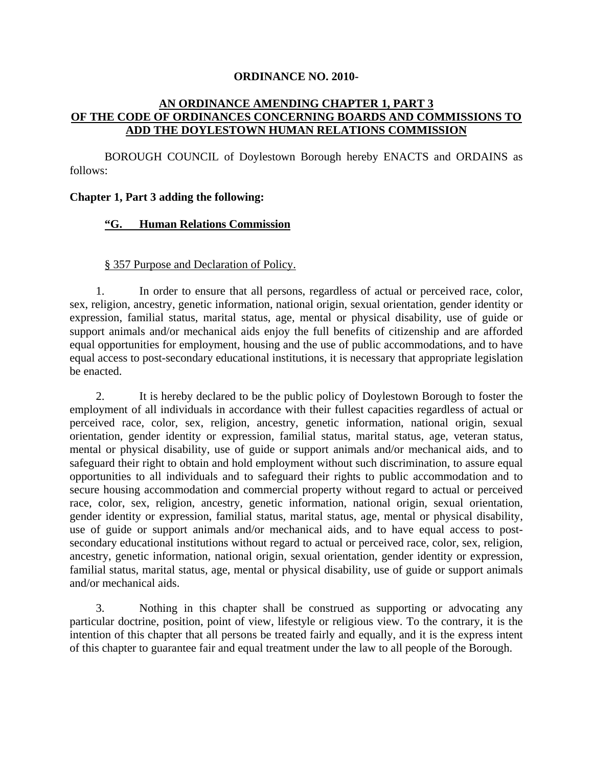**ORDINANCE NO. 2010-**

**<u>AN ORDINANCE AMENDING CHAPTER 1, PART 3 OF THE CODE OF ORDINANCES CONCERNING BOARDS AND COMMISSIONS TO ADD THE DOYLESTOWN HUMAN RELATIONS COMMISSION</u>**

BOROUGH COUNCIL of Doylestown Borough hereby ENACTS and ORDAINS as follows:

**Chapter 1, Part 3 adding the following:**

**"G. <u>Human Relations Commission</u>**

<u>§ 357 Purpose and Declaration of Policy.</u>

1. In order to ensure that all persons, regardless of actual or perceived race, color, sex, religion, ancestry, genetic information, national origin, sexual orientation, gender identity or expression, familial status, marital status, age, mental or physical disability, use of guide or support animals and/or mechanical aids enjoy the full benefits of citizenship and are afforded equal opportunities for employment, housing and the use of public accommodations, and to have equal access to post-secondary educational institutions, it is necessary that appropriate legislation be enacted.

2. It is hereby declared to be the public policy of Doylestown Borough to foster the employment of all individuals in accordance with their fullest capacities regardless of actual or perceived race, color, sex, religion, ancestry, genetic information, national origin, sexual orientation, gender identity or expression, familial status, marital status, age, veteran status, mental or physical disability, use of guide or support animals and/or mechanical aids, and to safeguard their right to obtain and hold employment without such discrimination, to assure equal opportunities to all individuals and to safeguard their rights to public accommodation and to secure housing accommodation and commercial property without regard to actual or perceived race, color, sex, religion, ancestry, genetic information, national origin, sexual orientation, gender identity or expression, familial status, marital status, age, mental or physical disability, use of guide or support animals and/or mechanical aids, and to have equal access to post-secondary educational institutions without regard to actual or perceived race, color, sex, religion, ancestry, genetic information, national origin, sexual orientation, gender identity or expression, familial status, marital status, age, mental or physical disability, use of guide or support animals and/or mechanical aids.

3. Nothing in this chapter shall be construed as supporting or advocating any particular doctrine, position, point of view, lifestyle or religious view. To the contrary, it is the intention of this chapter that all persons be treated fairly and equally, and it is the express intent of this chapter to guarantee fair and equal treatment under the law to all people of the Borough.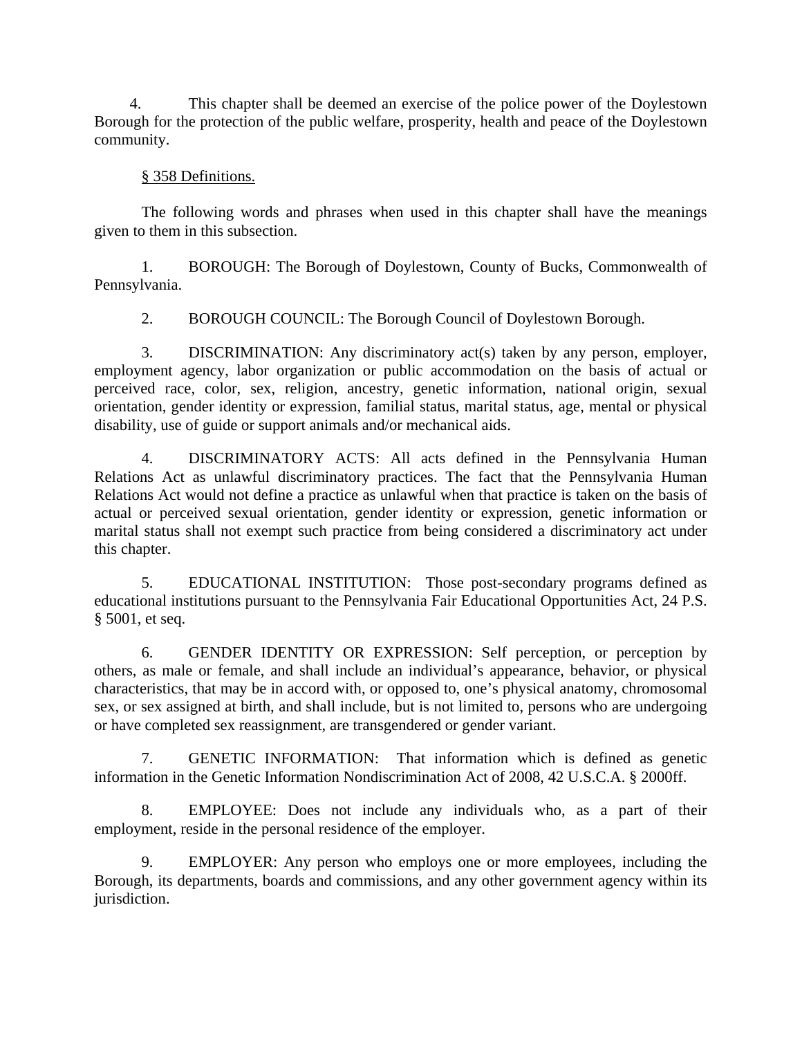4. This chapter shall be deemed an exercise of the police power of the Doylestown Borough for the protection of the public welfare, prosperity, health and peace of the Doylestown community.

<u>§ 358 Definitions.</u>

The following words and phrases when used in this chapter shall have the meanings given to them in this subsection.

1. BOROUGH: The Borough of Doylestown, County of Bucks, Commonwealth of Pennsylvania.

2. BOROUGH COUNCIL: The Borough Council of Doylestown Borough.

3. DISCRIMINATION: Any discriminatory act(s) taken by any person, employer, employment agency, labor organization or public accommodation on the basis of actual or perceived race, color, sex, religion, ancestry, genetic information, national origin, sexual orientation, gender identity or expression, familial status, marital status, age, mental or physical disability, use of guide or support animals and/or mechanical aids.

4. DISCRIMINATORY ACTS: All acts defined in the Pennsylvania Human Relations Act as unlawful discriminatory practices. The fact that the Pennsylvania Human Relations Act would not define a practice as unlawful when that practice is taken on the basis of actual or perceived sexual orientation, gender identity or expression, genetic information or marital status shall not exempt such practice from being considered a discriminatory act under this chapter.

5. EDUCATIONAL INSTITUTION: Those post-secondary programs defined as educational institutions pursuant to the Pennsylvania Fair Educational Opportunities Act, 24 P.S. § 5001, et seq.

6. GENDER IDENTITY OR EXPRESSION: Self perception, or perception by others, as male or female, and shall include an individual's appearance, behavior, or physical characteristics, that may be in accord with, or opposed to, one's physical anatomy, chromosomal sex, or sex assigned at birth, and shall include, but is not limited to, persons who are undergoing or have completed sex reassignment, are transgendered or gender variant.

7. GENETIC INFORMATION: That information which is defined as genetic information in the Genetic Information Nondiscrimination Act of 2008, 42 U.S.C.A. § 2000ff.

8. EMPLOYEE: Does not include any individuals who, as a part of their employment, reside in the personal residence of the employer.

9. EMPLOYER: Any person who employs one or more employees, including the Borough, its departments, boards and commissions, and any other government agency within its jurisdiction.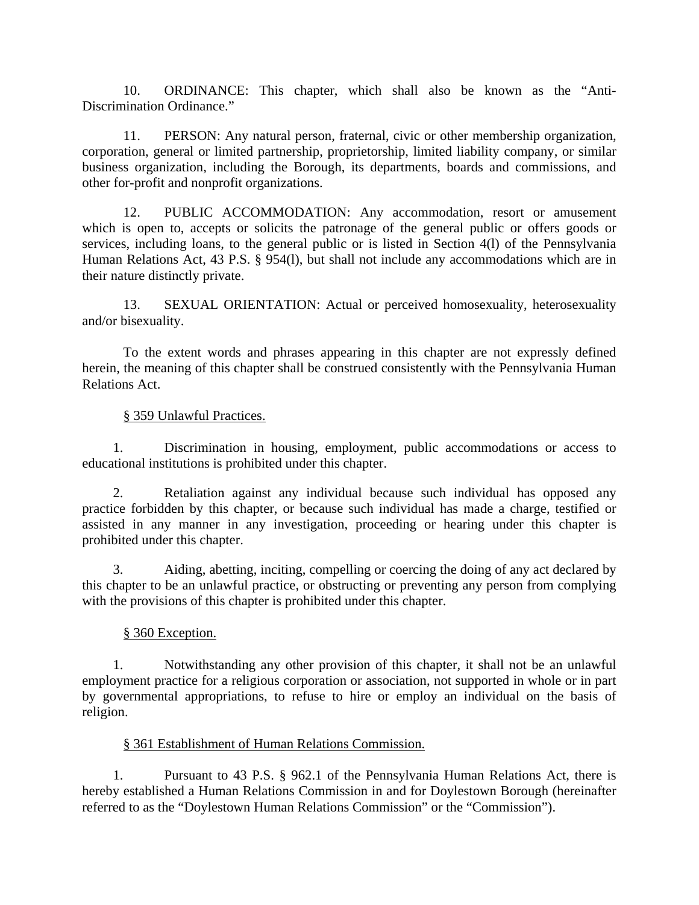10. ORDINANCE: This chapter, which shall also be known as the "Anti-Discrimination Ordinance."

11. PERSON: Any natural person, fraternal, civic or other membership organization, corporation, general or limited partnership, proprietorship, limited liability company, or similar business organization, including the Borough, its departments, boards and commissions, and other for-profit and nonprofit organizations.

12. PUBLIC ACCOMMODATION: Any accommodation, resort or amusement which is open to, accepts or solicits the patronage of the general public or offers goods or services, including loans, to the general public or is listed in Section 4(l) of the Pennsylvania Human Relations Act, 43 P.S. § 954(l), but shall not include any accommodations which are in their nature distinctly private.

13. SEXUAL ORIENTATION: Actual or perceived homosexuality, heterosexuality and/or bisexuality.

To the extent words and phrases appearing in this chapter are not expressly defined herein, the meaning of this chapter shall be construed consistently with the Pennsylvania Human Relations Act.

<u>§ 359 Unlawful Practices.</u>

1. Discrimination in housing, employment, public accommodations or access to educational institutions is prohibited under this chapter.

2. Retaliation against any individual because such individual has opposed any practice forbidden by this chapter, or because such individual has made a charge, testified or assisted in any manner in any investigation, proceeding or hearing under this chapter is prohibited under this chapter.

3. Aiding, abetting, inciting, compelling or coercing the doing of any act declared by this chapter to be an unlawful practice, or obstructing or preventing any person from complying with the provisions of this chapter is prohibited under this chapter.

<u>§ 360 Exception.</u>

1. Notwithstanding any other provision of this chapter, it shall not be an unlawful employment practice for a religious corporation or association, not supported in whole or in part by governmental appropriations, to refuse to hire or employ an individual on the basis of religion.

<u>§ 361 Establishment of Human Relations Commission.</u>

1. Pursuant to 43 P.S. § 962.1 of the Pennsylvania Human Relations Act, there is hereby established a Human Relations Commission in and for Doylestown Borough (hereinafter referred to as the "Doylestown Human Relations Commission" or the "Commission").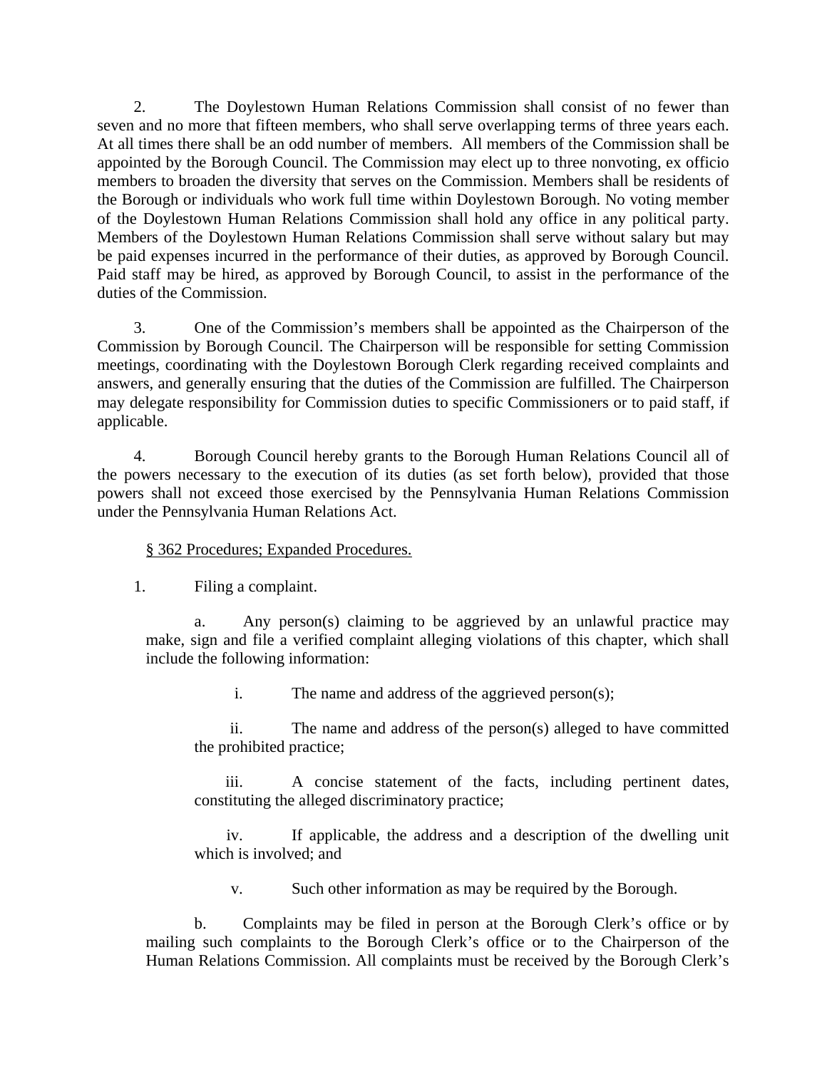2. The Doylestown Human Relations Commission shall consist of no fewer than seven and no more that fifteen members, who shall serve overlapping terms of three years each. At all times there shall be an odd number of members. All members of the Commission shall be appointed by the Borough Council. The Commission may elect up to three nonvoting, ex officio members to broaden the diversity that serves on the Commission. Members shall be residents of the Borough or individuals who work full time within Doylestown Borough. No voting member of the Doylestown Human Relations Commission shall hold any office in any political party. Members of the Doylestown Human Relations Commission shall serve without salary but may be paid expenses incurred in the performance of their duties, as approved by Borough Council. Paid staff may be hired, as approved by Borough Council, to assist in the performance of the duties of the Commission.

3. One of the Commission's members shall be appointed as the Chairperson of the Commission by Borough Council. The Chairperson will be responsible for setting Commission meetings, coordinating with the Doylestown Borough Clerk regarding received complaints and answers, and generally ensuring that the duties of the Commission are fulfilled. The Chairperson may delegate responsibility for Commission duties to specific Commissioners or to paid staff, if applicable.

4. Borough Council hereby grants to the Borough Human Relations Council all of the powers necessary to the execution of its duties (as set forth below), provided that those powers shall not exceed those exercised by the Pennsylvania Human Relations Commission under the Pennsylvania Human Relations Act.

§ 362 Procedures; Expanded Procedures.

1. Filing a complaint.

   a. Any person(s) claiming to be aggrieved by an unlawful practice may make, sign and file a verified complaint alleging violations of this chapter, which shall include the following information:

      i. The name and address of the aggrieved person(s);

      ii. The name and address of the person(s) alleged to have committed the prohibited practice;

      iii. A concise statement of the facts, including pertinent dates, constituting the alleged discriminatory practice;

      iv. If applicable, the address and a description of the dwelling unit which is involved; and

      v. Such other information as may be required by the Borough.

   b. Complaints may be filed in person at the Borough Clerk's office or by mailing such complaints to the Borough Clerk's office or to the Chairperson of the Human Relations Commission. All complaints must be received by the Borough Clerk's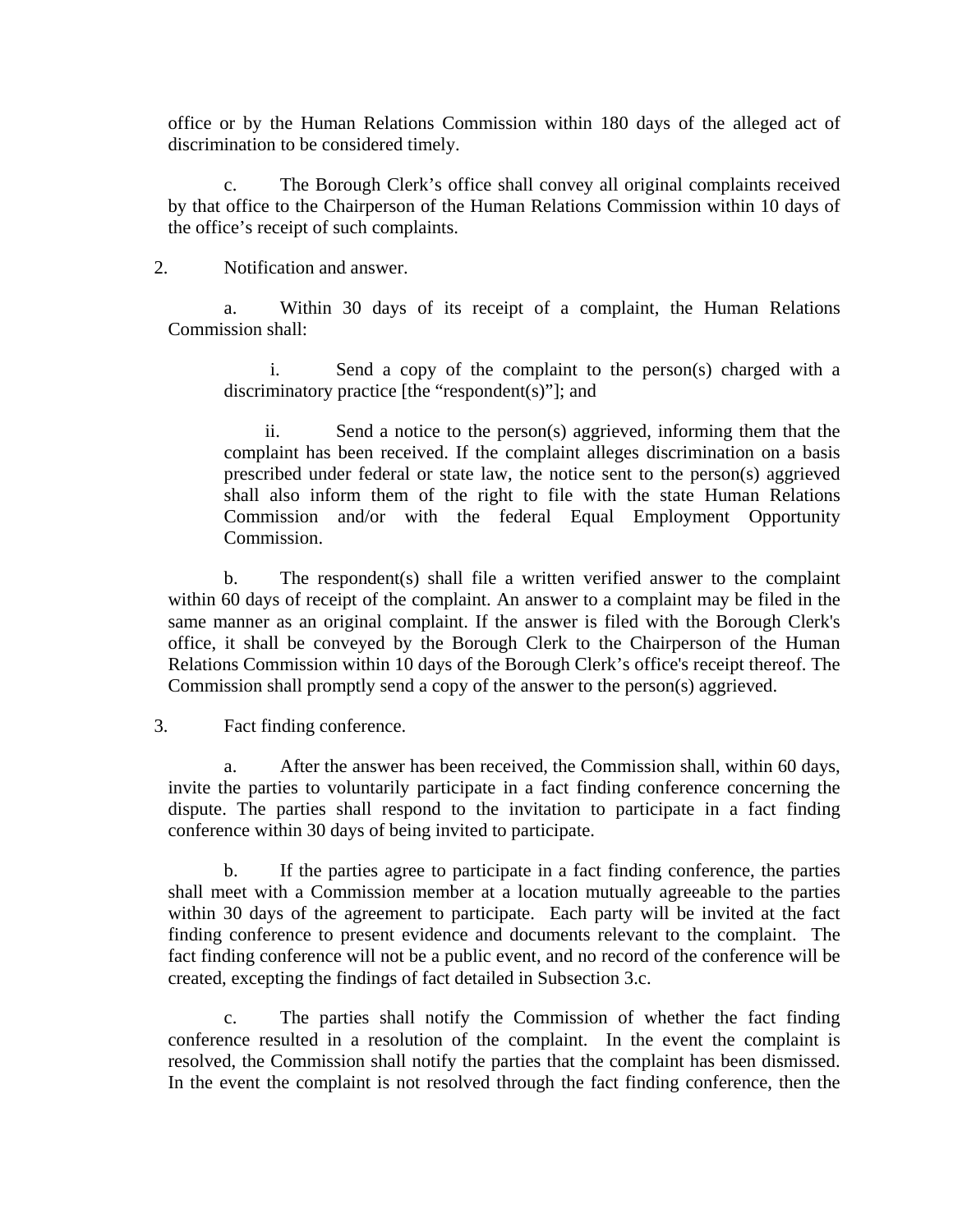office or by the Human Relations Commission within 180 days of the alleged act of discrimination to be considered timely.

c. The Borough Clerk's office shall convey all original complaints received by that office to the Chairperson of the Human Relations Commission within 10 days of the office's receipt of such complaints.

2. Notification and answer.

a. Within 30 days of its receipt of a complaint, the Human Relations Commission shall:

i. Send a copy of the complaint to the person(s) charged with a discriminatory practice [the "respondent(s)"]; and

ii. Send a notice to the person(s) aggrieved, informing them that the complaint has been received. If the complaint alleges discrimination on a basis prescribed under federal or state law, the notice sent to the person(s) aggrieved shall also inform them of the right to file with the state Human Relations Commission and/or with the federal Equal Employment Opportunity Commission.

b. The respondent(s) shall file a written verified answer to the complaint within 60 days of receipt of the complaint. An answer to a complaint may be filed in the same manner as an original complaint. If the answer is filed with the Borough Clerk's office, it shall be conveyed by the Borough Clerk to the Chairperson of the Human Relations Commission within 10 days of the Borough Clerk's office's receipt thereof. The Commission shall promptly send a copy of the answer to the person(s) aggrieved.

3. Fact finding conference.

a. After the answer has been received, the Commission shall, within 60 days, invite the parties to voluntarily participate in a fact finding conference concerning the dispute. The parties shall respond to the invitation to participate in a fact finding conference within 30 days of being invited to participate.

b. If the parties agree to participate in a fact finding conference, the parties shall meet with a Commission member at a location mutually agreeable to the parties within 30 days of the agreement to participate. Each party will be invited at the fact finding conference to present evidence and documents relevant to the complaint. The fact finding conference will not be a public event, and no record of the conference will be created, excepting the findings of fact detailed in Subsection 3.c.

c. The parties shall notify the Commission of whether the fact finding conference resulted in a resolution of the complaint. In the event the complaint is resolved, the Commission shall notify the parties that the complaint has been dismissed. In the event the complaint is not resolved through the fact finding conference, then the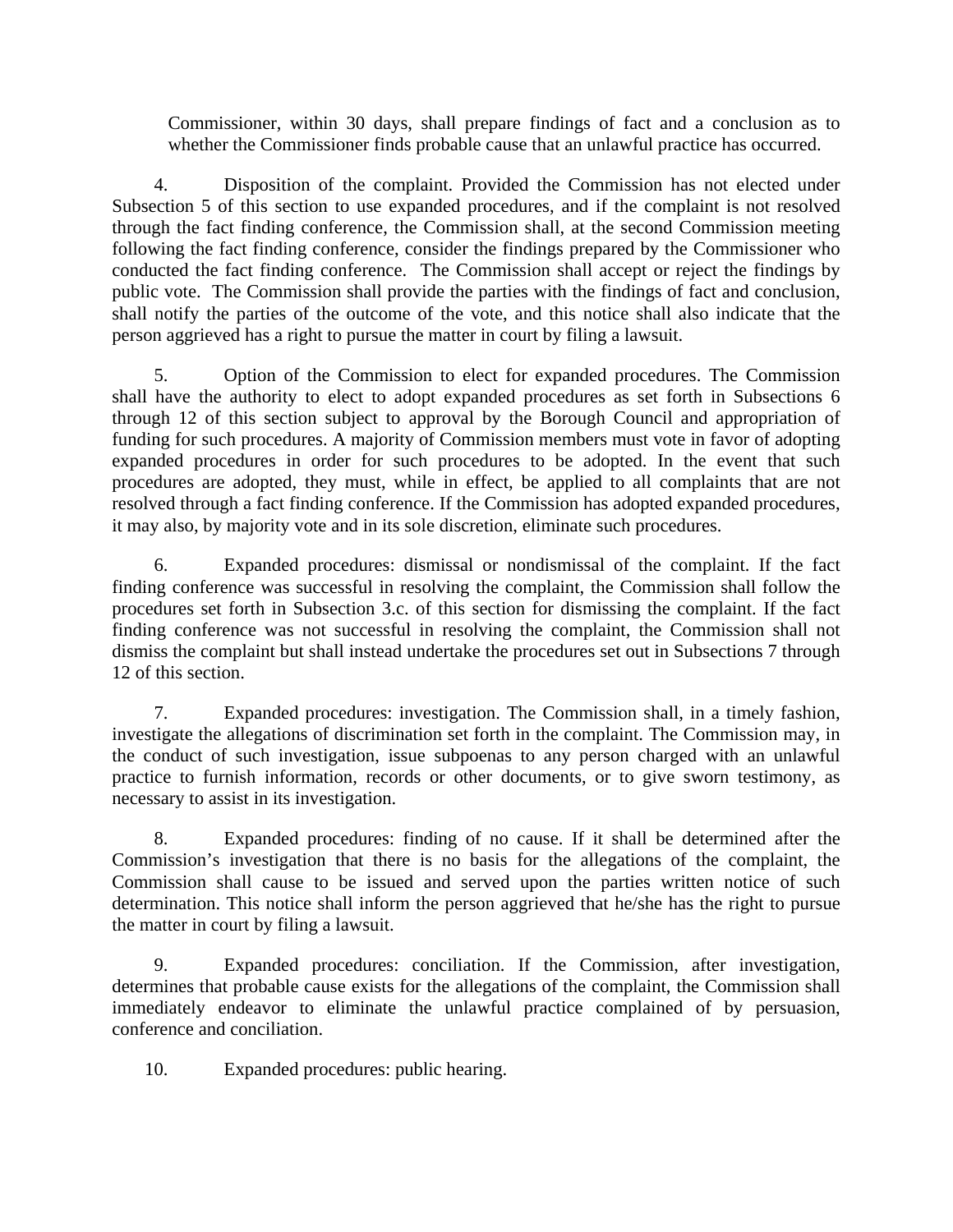Commissioner, within 30 days, shall prepare findings of fact and a conclusion as to whether the Commissioner finds probable cause that an unlawful practice has occurred.

4. Disposition of the complaint. Provided the Commission has not elected under Subsection 5 of this section to use expanded procedures, and if the complaint is not resolved through the fact finding conference, the Commission shall, at the second Commission meeting following the fact finding conference, consider the findings prepared by the Commissioner who conducted the fact finding conference. The Commission shall accept or reject the findings by public vote. The Commission shall provide the parties with the findings of fact and conclusion, shall notify the parties of the outcome of the vote, and this notice shall also indicate that the person aggrieved has a right to pursue the matter in court by filing a lawsuit.

5. Option of the Commission to elect for expanded procedures. The Commission shall have the authority to elect to adopt expanded procedures as set forth in Subsections 6 through 12 of this section subject to approval by the Borough Council and appropriation of funding for such procedures. A majority of Commission members must vote in favor of adopting expanded procedures in order for such procedures to be adopted. In the event that such procedures are adopted, they must, while in effect, be applied to all complaints that are not resolved through a fact finding conference. If the Commission has adopted expanded procedures, it may also, by majority vote and in its sole discretion, eliminate such procedures.

6. Expanded procedures: dismissal or nondismissal of the complaint. If the fact finding conference was successful in resolving the complaint, the Commission shall follow the procedures set forth in Subsection 3.c. of this section for dismissing the complaint. If the fact finding conference was not successful in resolving the complaint, the Commission shall not dismiss the complaint but shall instead undertake the procedures set out in Subsections 7 through 12 of this section.

7. Expanded procedures: investigation. The Commission shall, in a timely fashion, investigate the allegations of discrimination set forth in the complaint. The Commission may, in the conduct of such investigation, issue subpoenas to any person charged with an unlawful practice to furnish information, records or other documents, or to give sworn testimony, as necessary to assist in its investigation.

8. Expanded procedures: finding of no cause. If it shall be determined after the Commission's investigation that there is no basis for the allegations of the complaint, the Commission shall cause to be issued and served upon the parties written notice of such determination. This notice shall inform the person aggrieved that he/she has the right to pursue the matter in court by filing a lawsuit.

9. Expanded procedures: conciliation. If the Commission, after investigation, determines that probable cause exists for the allegations of the complaint, the Commission shall immediately endeavor to eliminate the unlawful practice complained of by persuasion, conference and conciliation.

10. Expanded procedures: public hearing.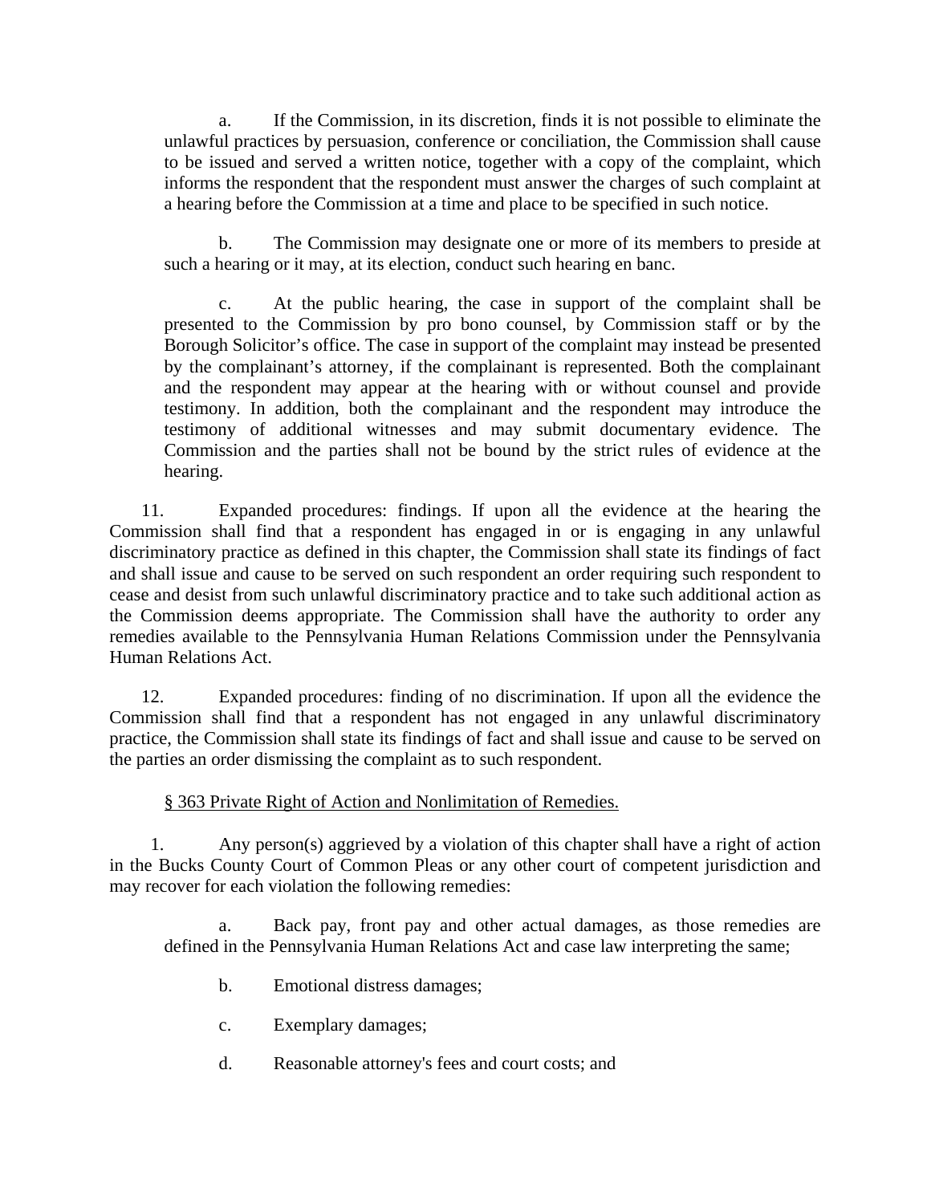a. If the Commission, in its discretion, finds it is not possible to eliminate the unlawful practices by persuasion, conference or conciliation, the Commission shall cause to be issued and served a written notice, together with a copy of the complaint, which informs the respondent that the respondent must answer the charges of such complaint at a hearing before the Commission at a time and place to be specified in such notice.

b. The Commission may designate one or more of its members to preside at such a hearing or it may, at its election, conduct such hearing en banc.

c. At the public hearing, the case in support of the complaint shall be presented to the Commission by pro bono counsel, by Commission staff or by the Borough Solicitor's office. The case in support of the complaint may instead be presented by the complainant's attorney, if the complainant is represented. Both the complainant and the respondent may appear at the hearing with or without counsel and provide testimony. In addition, both the complainant and the respondent may introduce the testimony of additional witnesses and may submit documentary evidence. The Commission and the parties shall not be bound by the strict rules of evidence at the hearing.

11. Expanded procedures: findings. If upon all the evidence at the hearing the Commission shall find that a respondent has engaged in or is engaging in any unlawful discriminatory practice as defined in this chapter, the Commission shall state its findings of fact and shall issue and cause to be served on such respondent an order requiring such respondent to cease and desist from such unlawful discriminatory practice and to take such additional action as the Commission deems appropriate. The Commission shall have the authority to order any remedies available to the Pennsylvania Human Relations Commission under the Pennsylvania Human Relations Act.

12. Expanded procedures: finding of no discrimination. If upon all the evidence the Commission shall find that a respondent has not engaged in any unlawful discriminatory practice, the Commission shall state its findings of fact and shall issue and cause to be served on the parties an order dismissing the complaint as to such respondent.

§ 363 Private Right of Action and Nonlimitation of Remedies.

1. Any person(s) aggrieved by a violation of this chapter shall have a right of action in the Bucks County Court of Common Pleas or any other court of competent jurisdiction and may recover for each violation the following remedies:

a. Back pay, front pay and other actual damages, as those remedies are defined in the Pennsylvania Human Relations Act and case law interpreting the same;

b. Emotional distress damages;

c. Exemplary damages;

d. Reasonable attorney's fees and court costs; and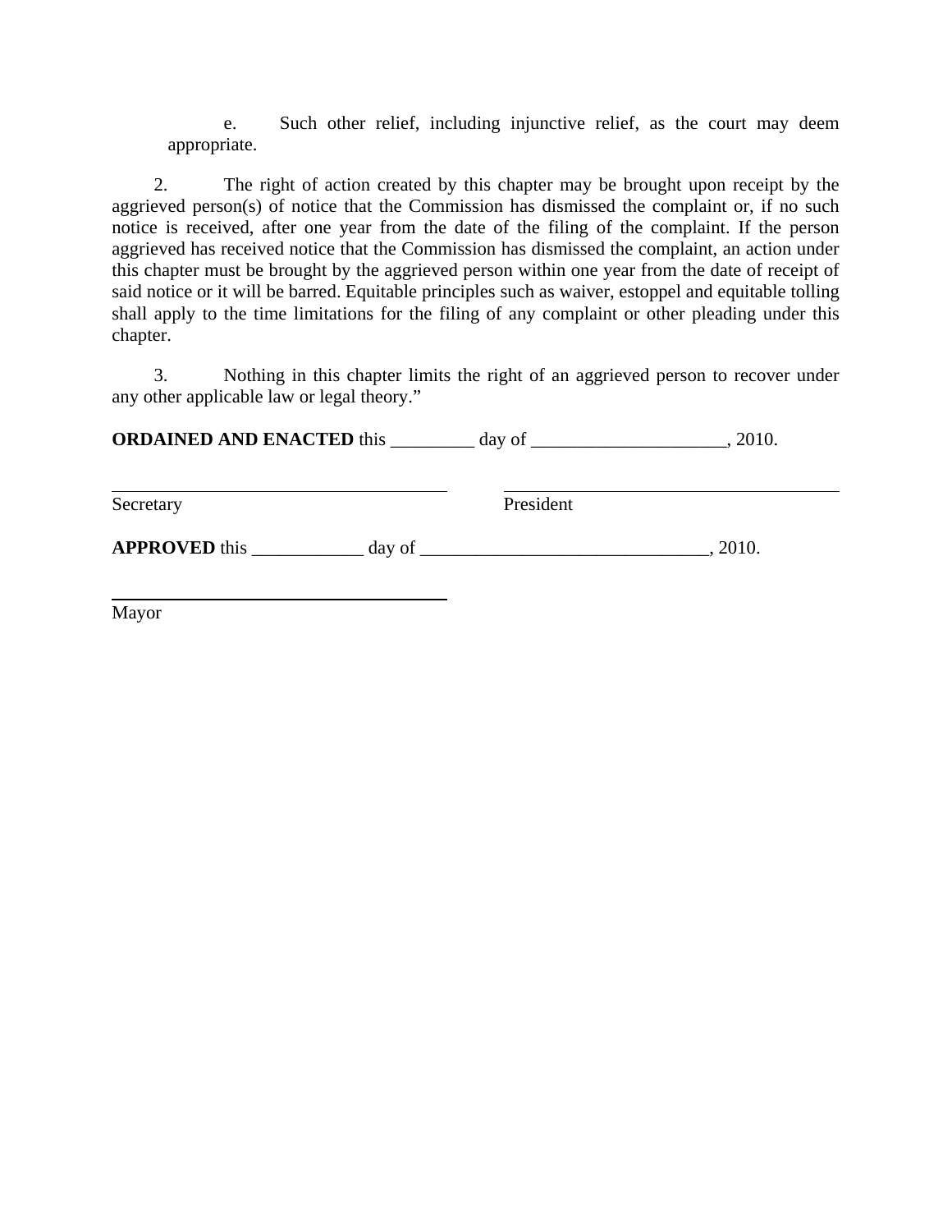e. Such other relief, including injunctive relief, as the court may deem appropriate.

2. The right of action created by this chapter may be brought upon receipt by the aggrieved person(s) of notice that the Commission has dismissed the complaint or, if no such notice is received, after one year from the date of the filing of the complaint. If the person aggrieved has received notice that the Commission has dismissed the complaint, an action under this chapter must be brought by the aggrieved person within one year from the date of receipt of said notice or it will be barred. Equitable principles such as waiver, estoppel and equitable tolling shall apply to the time limitations for the filing of any complaint or other pleading under this chapter.

3. Nothing in this chapter limits the right of an aggrieved person to recover under any other applicable law or legal theory."

**ORDAINED AND ENACTED** this _________ day of _____________________, 2010.

_____________________________________ _____________________________________

Secretary President

**APPROVED** this ____________ day of _______________________________, 2010.

_____________________________________

Mayor